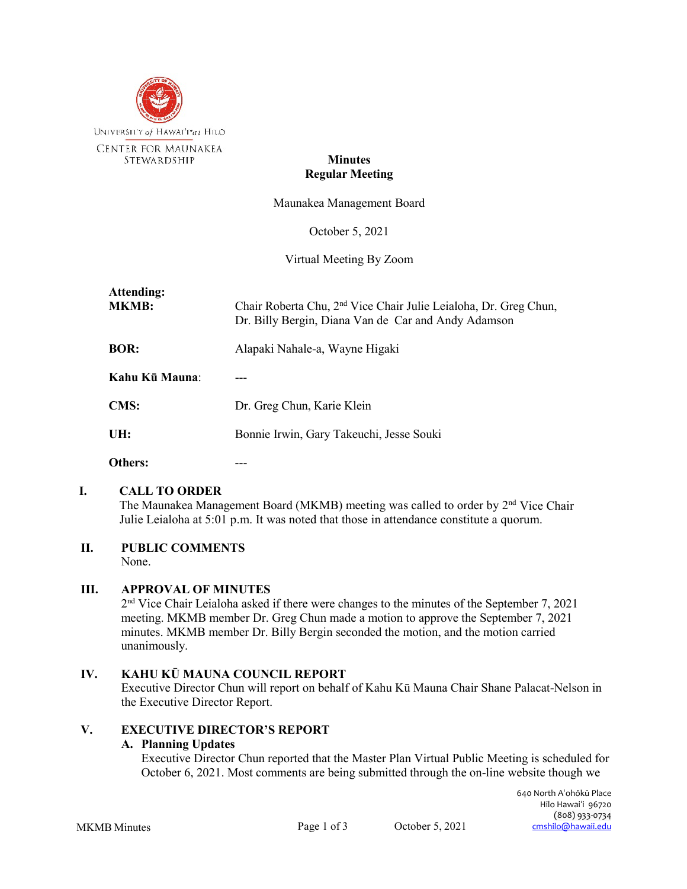University of Hawai'i at Hilo
Center for Maunakea Stewardship

**Minutes**
**Regular Meeting**

Maunakea Management Board

October 5, 2021

Virtual Meeting By Zoom

| | |
|---|---|
| **Attending:** | |
| **MKMB:** | Chair Roberta Chu, 2nd Vice Chair Julie Leialoha, Dr. Greg Chun, Dr. Billy Bergin, Diana Van de Car and Andy Adamson |
| **BOR:** | Alapaki Nahale-a, Wayne Higaki |
| **Kahu Kū Mauna:** | --- |
| **CMS:** | Dr. Greg Chun, Karie Klein |
| **UH:** | Bonnie Irwin, Gary Takeuchi, Jesse Souki |
| **Others:** | --- |

## I. CALL TO ORDER

The Maunakea Management Board (MKMB) meeting was called to order by 2nd Vice Chair Julie Leialoha at 5:01 p.m. It was noted that those in attendance constitute a quorum.

## II. PUBLIC COMMENTS

None.

## III. APPROVAL OF MINUTES

2nd Vice Chair Leialoha asked if there were changes to the minutes of the September 7, 2021 meeting. MKMB member Dr. Greg Chun made a motion to approve the September 7, 2021 minutes. MKMB member Dr. Billy Bergin seconded the motion, and the motion carried unanimously.

## IV. KAHU KŪ MAUNA COUNCIL REPORT

Executive Director Chun will report on behalf of Kahu Kū Mauna Chair Shane Palacat-Nelson in the Executive Director Report.

## V. EXECUTIVE DIRECTOR'S REPORT

### A. Planning Updates

Executive Director Chun reported that the Master Plan Virtual Public Meeting is scheduled for October 6, 2021. Most comments are being submitted through the on-line website though we

640 North A'ohōkū Place
Hilo Hawai'i 96720
(808) 933-0734
cmshilo@hawaii.edu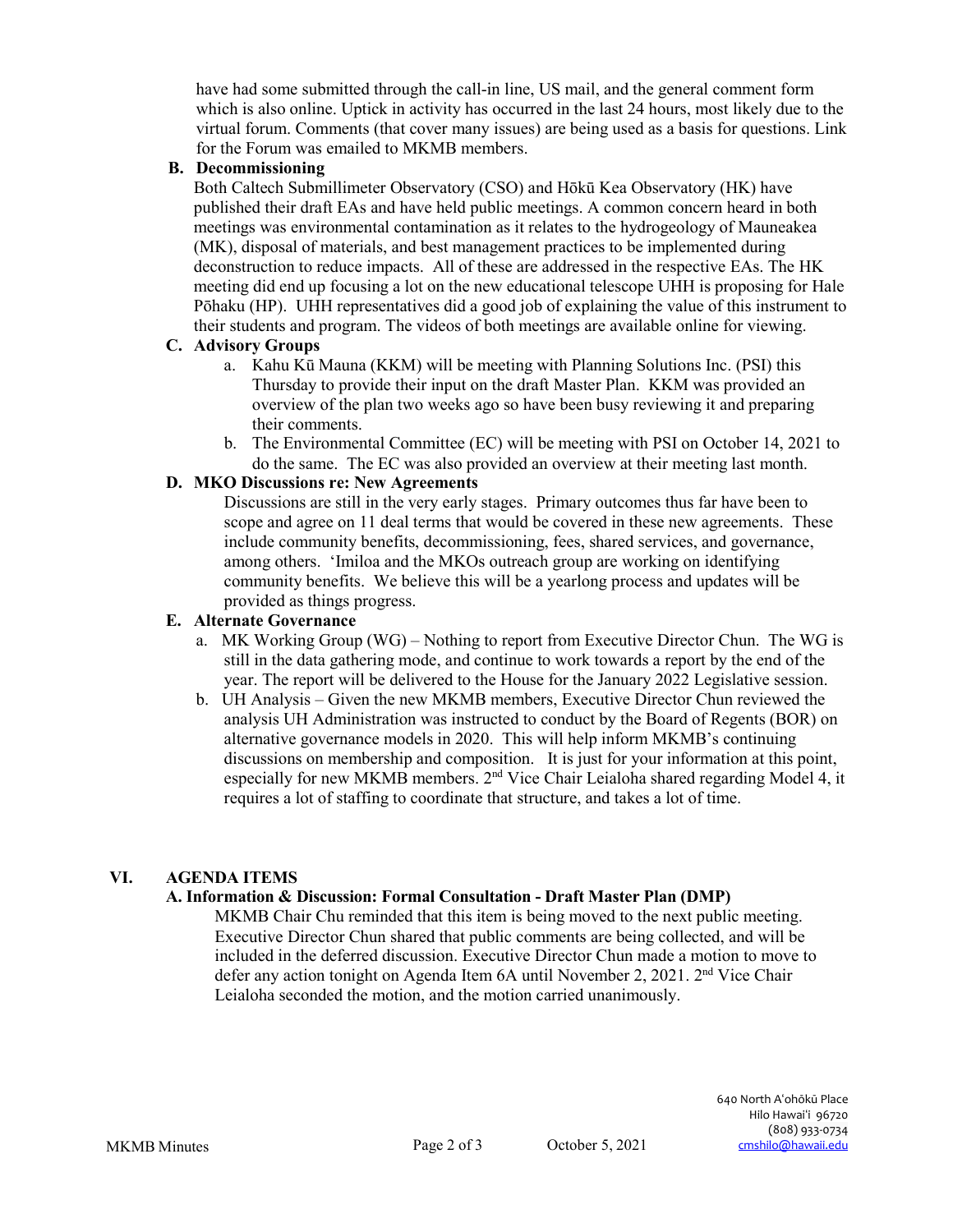have had some submitted through the call-in line, US mail, and the general comment form which is also online. Uptick in activity has occurred in the last 24 hours, most likely due to the virtual forum. Comments (that cover many issues) are being used as a basis for questions. Link for the Forum was emailed to MKMB members.

**B. Decommissioning**

Both Caltech Submillimeter Observatory (CSO) and Hōkū Kea Observatory (HK) have published their draft EAs and have held public meetings. A common concern heard in both meetings was environmental contamination as it relates to the hydrogeology of Mauneakea (MK), disposal of materials, and best management practices to be implemented during deconstruction to reduce impacts. All of these are addressed in the respective EAs. The HK meeting did end up focusing a lot on the new educational telescope UHH is proposing for Hale Pōhaku (HP). UHH representatives did a good job of explaining the value of this instrument to their students and program. The videos of both meetings are available online for viewing.

**C. Advisory Groups**

a. Kahu Kū Mauna (KKM) will be meeting with Planning Solutions Inc. (PSI) this Thursday to provide their input on the draft Master Plan. KKM was provided an overview of the plan two weeks ago so have been busy reviewing it and preparing their comments.

b. The Environmental Committee (EC) will be meeting with PSI on October 14, 2021 to do the same. The EC was also provided an overview at their meeting last month.

**D. MKO Discussions re: New Agreements**

Discussions are still in the very early stages. Primary outcomes thus far have been to scope and agree on 11 deal terms that would be covered in these new agreements. These include community benefits, decommissioning, fees, shared services, and governance, among others. ʻImiloa and the MKOs outreach group are working on identifying community benefits. We believe this will be a yearlong process and updates will be provided as things progress.

**E. Alternate Governance**

a. MK Working Group (WG) – Nothing to report from Executive Director Chun. The WG is still in the data gathering mode, and continue to work towards a report by the end of the year. The report will be delivered to the House for the January 2022 Legislative session.

b. UH Analysis – Given the new MKMB members, Executive Director Chun reviewed the analysis UH Administration was instructed to conduct by the Board of Regents (BOR) on alternative governance models in 2020. This will help inform MKMB's continuing discussions on membership and composition. It is just for your information at this point, especially for new MKMB members. 2nd Vice Chair Leialoha shared regarding Model 4, it requires a lot of staffing to coordinate that structure, and takes a lot of time.

## VI. AGENDA ITEMS

**A. Information & Discussion: Formal Consultation - Draft Master Plan (DMP)**

MKMB Chair Chu reminded that this item is being moved to the next public meeting. Executive Director Chun shared that public comments are being collected, and will be included in the deferred discussion. Executive Director Chun made a motion to move to defer any action tonight on Agenda Item 6A until November 2, 2021. 2nd Vice Chair Leialoha seconded the motion, and the motion carried unanimously.

640 North Aʻohōkū Place
Hilo Hawaiʻi 96720
(808) 933-0734
cmshilo@hawaii.edu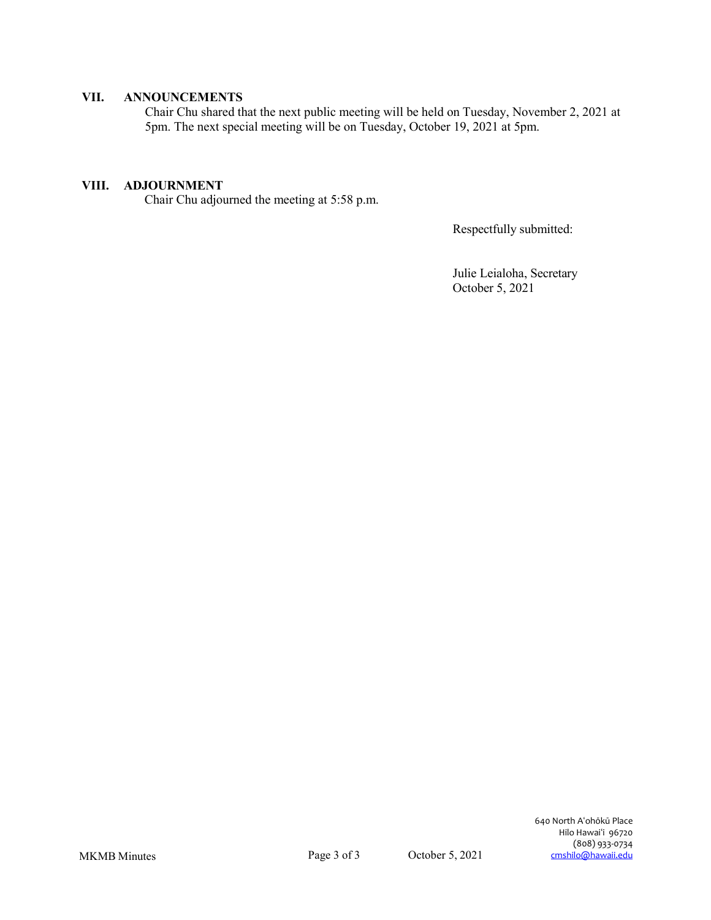## VII. ANNOUNCEMENTS

Chair Chu shared that the next public meeting will be held on Tuesday, November 2, 2021 at 5pm. The next special meeting will be on Tuesday, October 19, 2021 at 5pm.

## VIII. ADJOURNMENT

Chair Chu adjourned the meeting at 5:58 p.m.

Respectfully submitted:

Julie Leialoha, Secretary
October 5, 2021